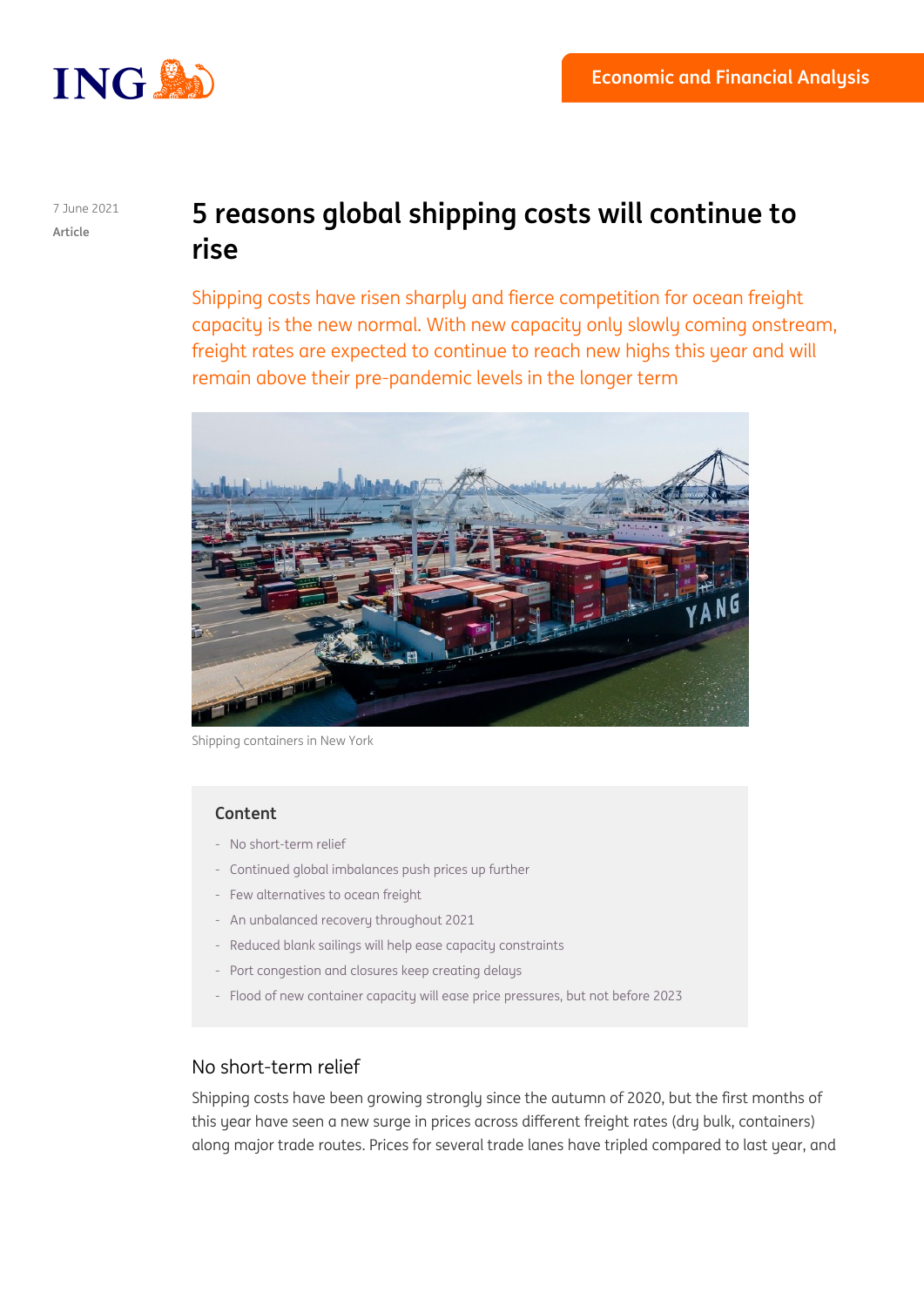7 June 2021

Article

# 5 reasons global shipping costs will continue to rise

Shipping costs have risen sharply and fierce competition for ocean freight capacity is the new normal. With new capacity only slowly coming onstream, freight rates are expected to continue to reach new highs this year and will remain above their pre-pandemic levels in the longer term

Shipping containers in New York

**Content**

- No short-term relief
- Continued global imbalances push prices up further
- Few alternatives to ocean freight
- An unbalanced recovery throughout 2021
- Reduced blank sailings will help ease capacity constraints
- Port congestion and closures keep creating delays
- Flood of new container capacity will ease price pressures, but not before 2023

## No short-term relief

Shipping costs have been growing strongly since the autumn of 2020, but the first months of this year have seen a new surge in prices across different freight rates (dry bulk, containers) along major trade routes. Prices for several trade lanes have tripled compared to last year, and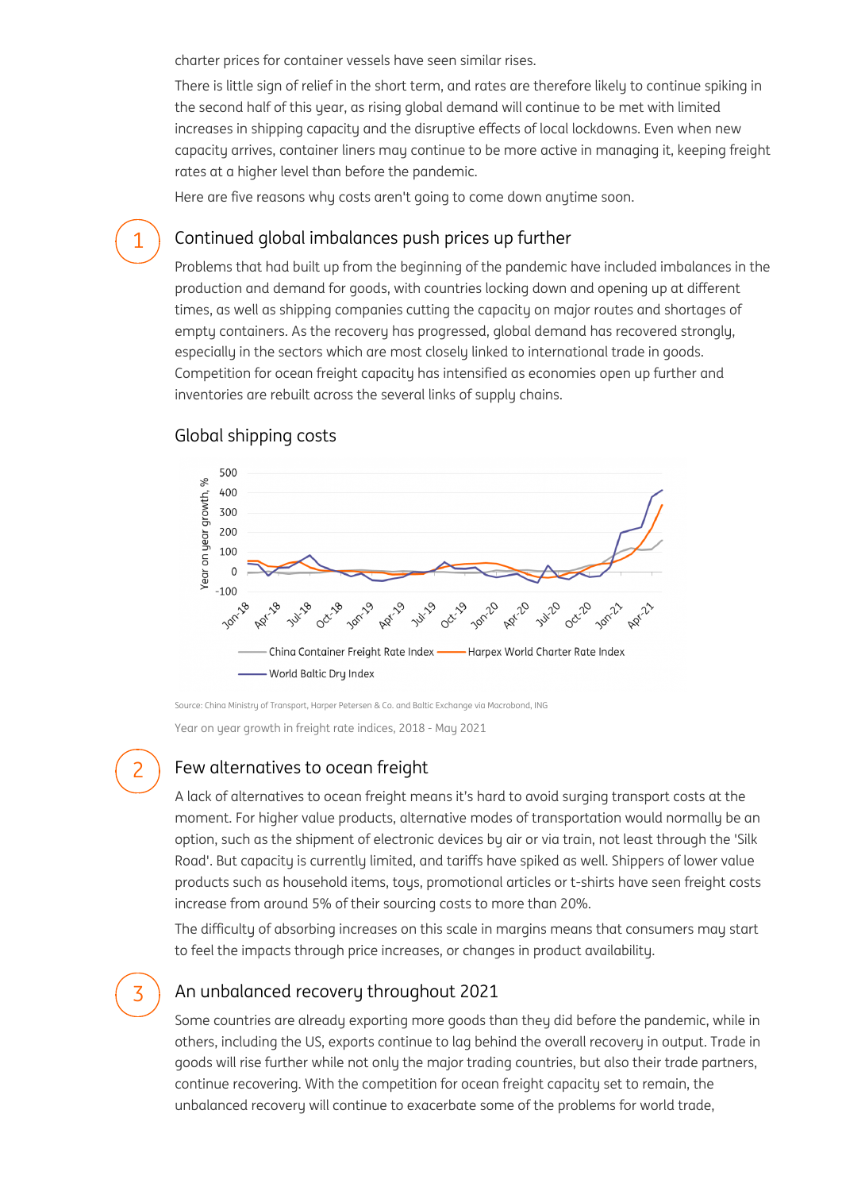charter prices for container vessels have seen similar rises.

There is little sign of relief in the short term, and rates are therefore likely to continue spiking in the second half of this year, as rising global demand will continue to be met with limited increases in shipping capacity and the disruptive effects of local lockdowns. Even when new capacity arrives, container liners may continue to be more active in managing it, keeping freight rates at a higher level than before the pandemic.

Here are five reasons why costs aren't going to come down anytime soon.

## 1 Continued global imbalances push prices up further

Problems that had built up from the beginning of the pandemic have included imbalances in the production and demand for goods, with countries locking down and opening up at different times, as well as shipping companies cutting the capacity on major routes and shortages of empty containers. As the recovery has progressed, global demand has recovered strongly, especially in the sectors which are most closely linked to international trade in goods. Competition for ocean freight capacity has intensified as economies open up further and inventories are rebuilt across the several links of supply chains.

### Global shipping costs

Year on year growth, %

China Container Freight Rate Index — Harpex World Charter Rate Index — World Baltic Dry Index

Source: China Ministry of Transport, Harper Petersen & Co. and Baltic Exchange via Macrobond, ING

Year on year growth in freight rate indices, 2018 - May 2021

## 2 Few alternatives to ocean freight

A lack of alternatives to ocean freight means it's hard to avoid surging transport costs at the moment. For higher value products, alternative modes of transportation would normally be an option, such as the shipment of electronic devices by air or via train, not least through the 'Silk Road'. But capacity is currently limited, and tariffs have spiked as well. Shippers of lower value products such as household items, toys, promotional articles or t-shirts have seen freight costs increase from around 5% of their sourcing costs to more than 20%.

The difficulty of absorbing increases on this scale in margins means that consumers may start to feel the impacts through price increases, or changes in product availability.

## 3 An unbalanced recovery throughout 2021

Some countries are already exporting more goods than they did before the pandemic, while in others, including the US, exports continue to lag behind the overall recovery in output. Trade in goods will rise further while not only the major trading countries, but also their trade partners, continue recovering. With the competition for ocean freight capacity set to remain, the unbalanced recovery will continue to exacerbate some of the problems for world trade,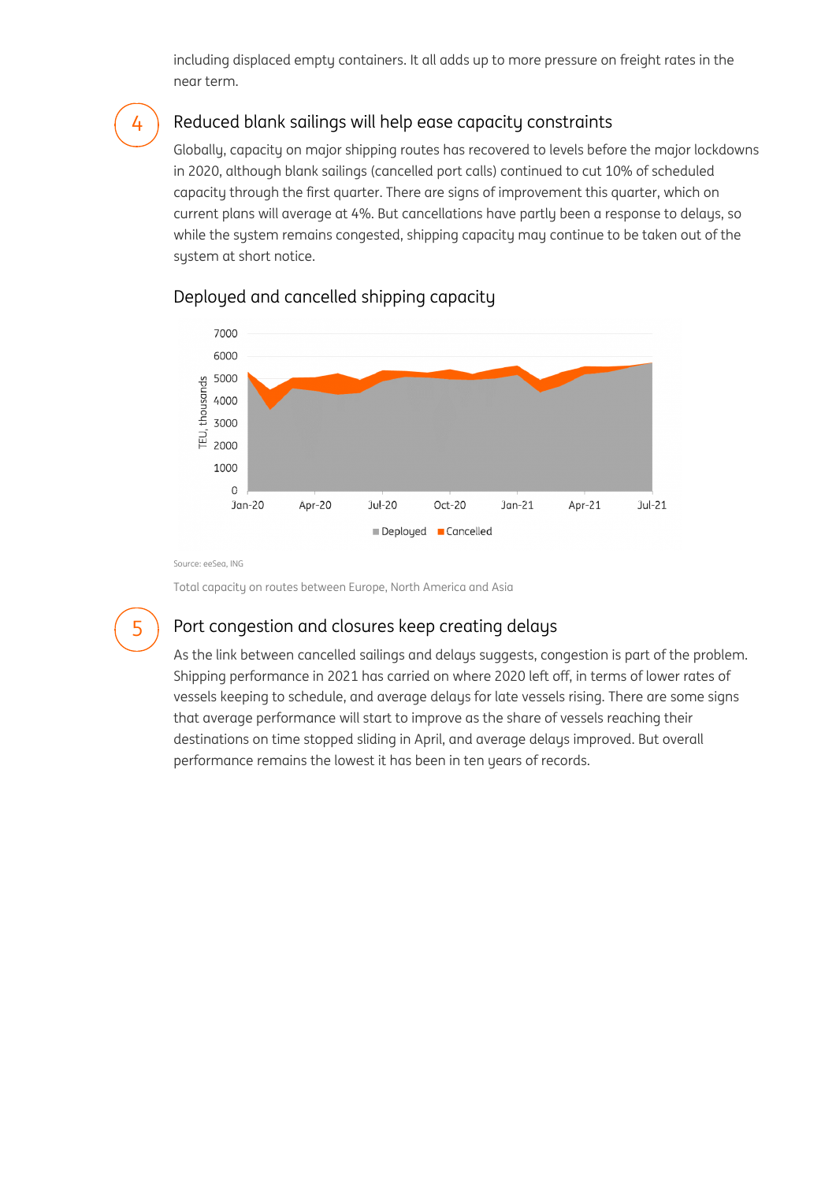including displaced empty containers. It all adds up to more pressure on freight rates in the near term.

## 4 Reduced blank sailings will help ease capacity constraints

Globally, capacity on major shipping routes has recovered to levels before the major lockdowns in 2020, although blank sailings (cancelled port calls) continued to cut 10% of scheduled capacity through the first quarter. There are signs of improvement this quarter, which on current plans will average at 4%. But cancellations have partly been a response to delays, so while the system remains congested, shipping capacity may continue to be taken out of the system at short notice.

### Deployed and cancelled shipping capacity

Source: eeSea, ING

Total capacity on routes between Europe, North America and Asia

## 5 Port congestion and closures keep creating delays

As the link between cancelled sailings and delays suggests, congestion is part of the problem. Shipping performance in 2021 has carried on where 2020 left off, in terms of lower rates of vessels keeping to schedule, and average delays for late vessels rising. There are some signs that average performance will start to improve as the share of vessels reaching their destinations on time stopped sliding in April, and average delays improved. But overall performance remains the lowest it has been in ten years of records.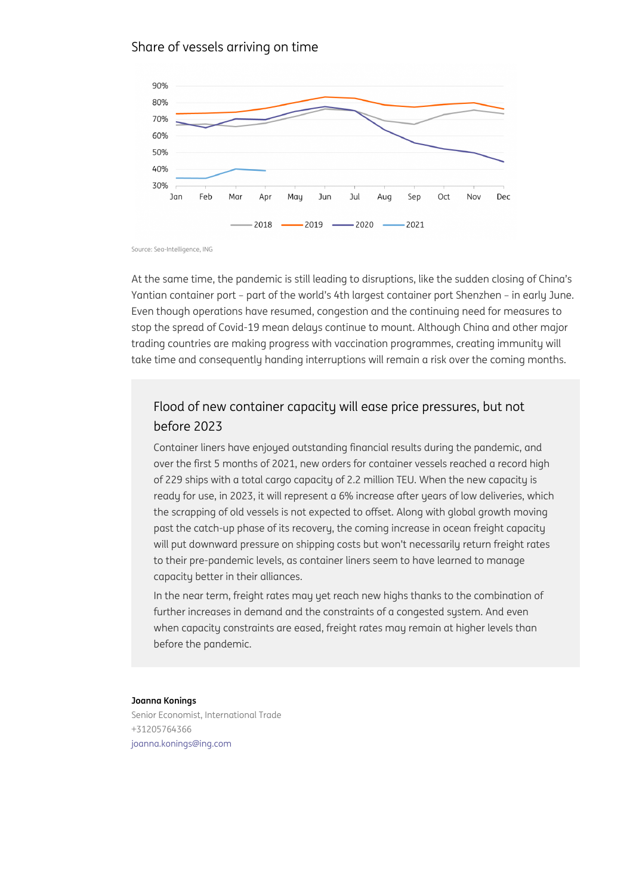Share of vessels arriving on time

Source: Sea-Intelligence, ING

At the same time, the pandemic is still leading to disruptions, like the sudden closing of China's Yantian container port – part of the world's 4th largest container port Shenzhen – in early June. Even though operations have resumed, congestion and the continuing need for measures to stop the spread of Covid-19 mean delays continue to mount. Although China and other major trading countries are making progress with vaccination programmes, creating immunity will take time and consequently handing interruptions will remain a risk over the coming months.

## Flood of new container capacity will ease price pressures, but not before 2023

Container liners have enjoyed outstanding financial results during the pandemic, and over the first 5 months of 2021, new orders for container vessels reached a record high of 229 ships with a total cargo capacity of 2.2 million TEU. When the new capacity is ready for use, in 2023, it will represent a 6% increase after years of low deliveries, which the scrapping of old vessels is not expected to offset. Along with global growth moving past the catch-up phase of its recovery, the coming increase in ocean freight capacity will put downward pressure on shipping costs but won't necessarily return freight rates to their pre-pandemic levels, as container liners seem to have learned to manage capacity better in their alliances.

In the near term, freight rates may yet reach new highs thanks to the combination of further increases in demand and the constraints of a congested system. And even when capacity constraints are eased, freight rates may remain at higher levels than before the pandemic.

**Joanna Konings**
Senior Economist, International Trade
+31205764366
joanna.konings@ing.com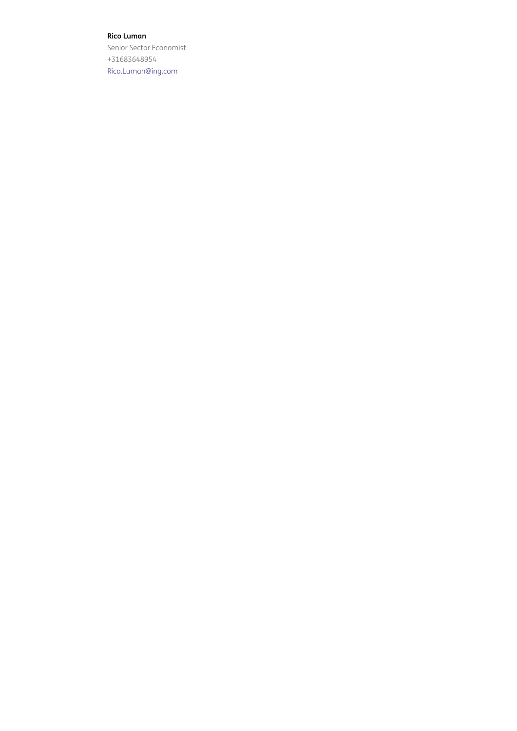**Rico Luman**
Senior Sector Economist
+31683648954
Rico.Luman@ing.com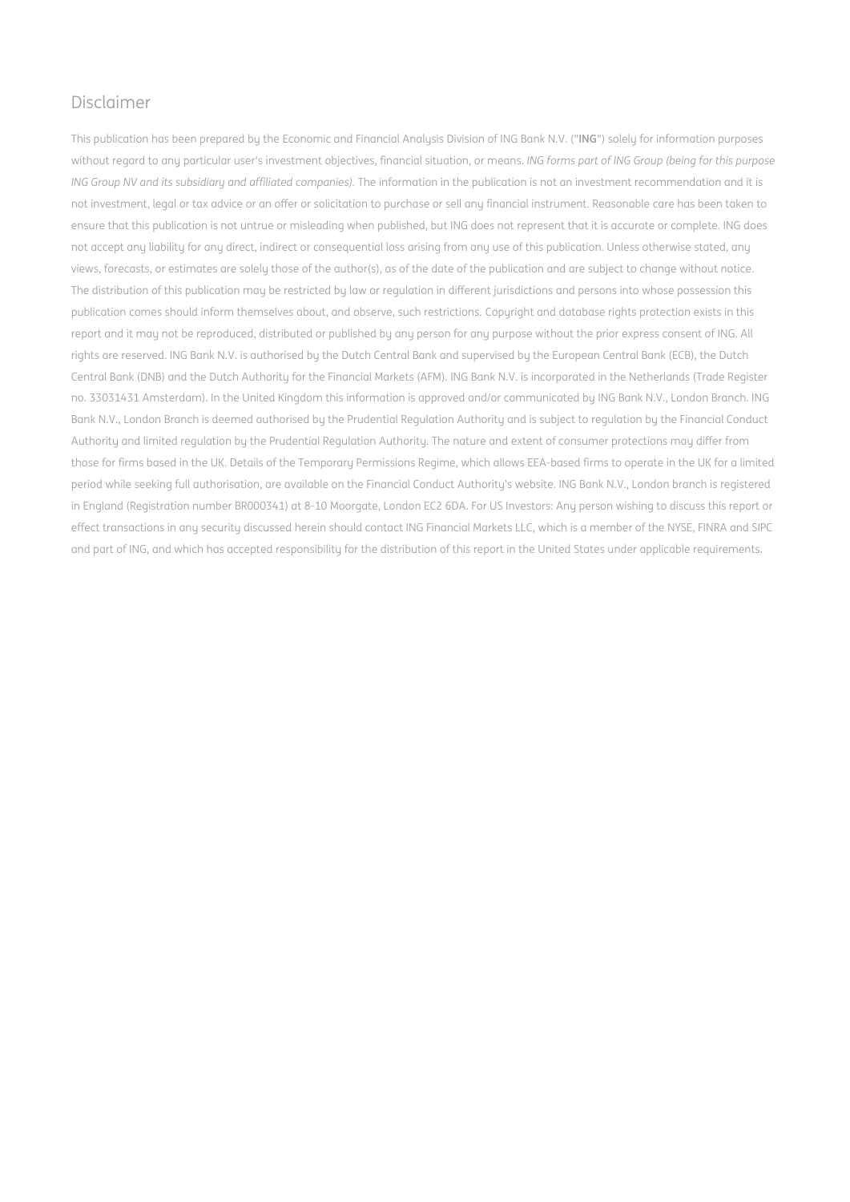## Disclaimer

This publication has been prepared by the Economic and Financial Analysis Division of ING Bank N.V. ("**ING**") solely for information purposes without regard to any particular user's investment objectives, financial situation, or means. *ING forms part of ING Group (being for this purpose ING Group NV and its subsidiary and affiliated companies).* The information in the publication is not an investment recommendation and it is not investment, legal or tax advice or an offer or solicitation to purchase or sell any financial instrument. Reasonable care has been taken to ensure that this publication is not untrue or misleading when published, but ING does not represent that it is accurate or complete. ING does not accept any liability for any direct, indirect or consequential loss arising from any use of this publication. Unless otherwise stated, any views, forecasts, or estimates are solely those of the author(s), as of the date of the publication and are subject to change without notice. The distribution of this publication may be restricted by law or regulation in different jurisdictions and persons into whose possession this publication comes should inform themselves about, and observe, such restrictions. Copyright and database rights protection exists in this report and it may not be reproduced, distributed or published by any person for any purpose without the prior express consent of ING. All rights are reserved. ING Bank N.V. is authorised by the Dutch Central Bank and supervised by the European Central Bank (ECB), the Dutch Central Bank (DNB) and the Dutch Authority for the Financial Markets (AFM). ING Bank N.V. is incorporated in the Netherlands (Trade Register no. 33031431 Amsterdam). In the United Kingdom this information is approved and/or communicated by ING Bank N.V., London Branch. ING Bank N.V., London Branch is deemed authorised by the Prudential Regulation Authority and is subject to regulation by the Financial Conduct Authority and limited regulation by the Prudential Regulation Authority. The nature and extent of consumer protections may differ from those for firms based in the UK. Details of the Temporary Permissions Regime, which allows EEA-based firms to operate in the UK for a limited period while seeking full authorisation, are available on the Financial Conduct Authority's website. ING Bank N.V., London branch is registered in England (Registration number BR000341) at 8-10 Moorgate, London EC2 6DA. For US Investors: Any person wishing to discuss this report or effect transactions in any security discussed herein should contact ING Financial Markets LLC, which is a member of the NYSE, FINRA and SIPC and part of ING, and which has accepted responsibility for the distribution of this report in the United States under applicable requirements.